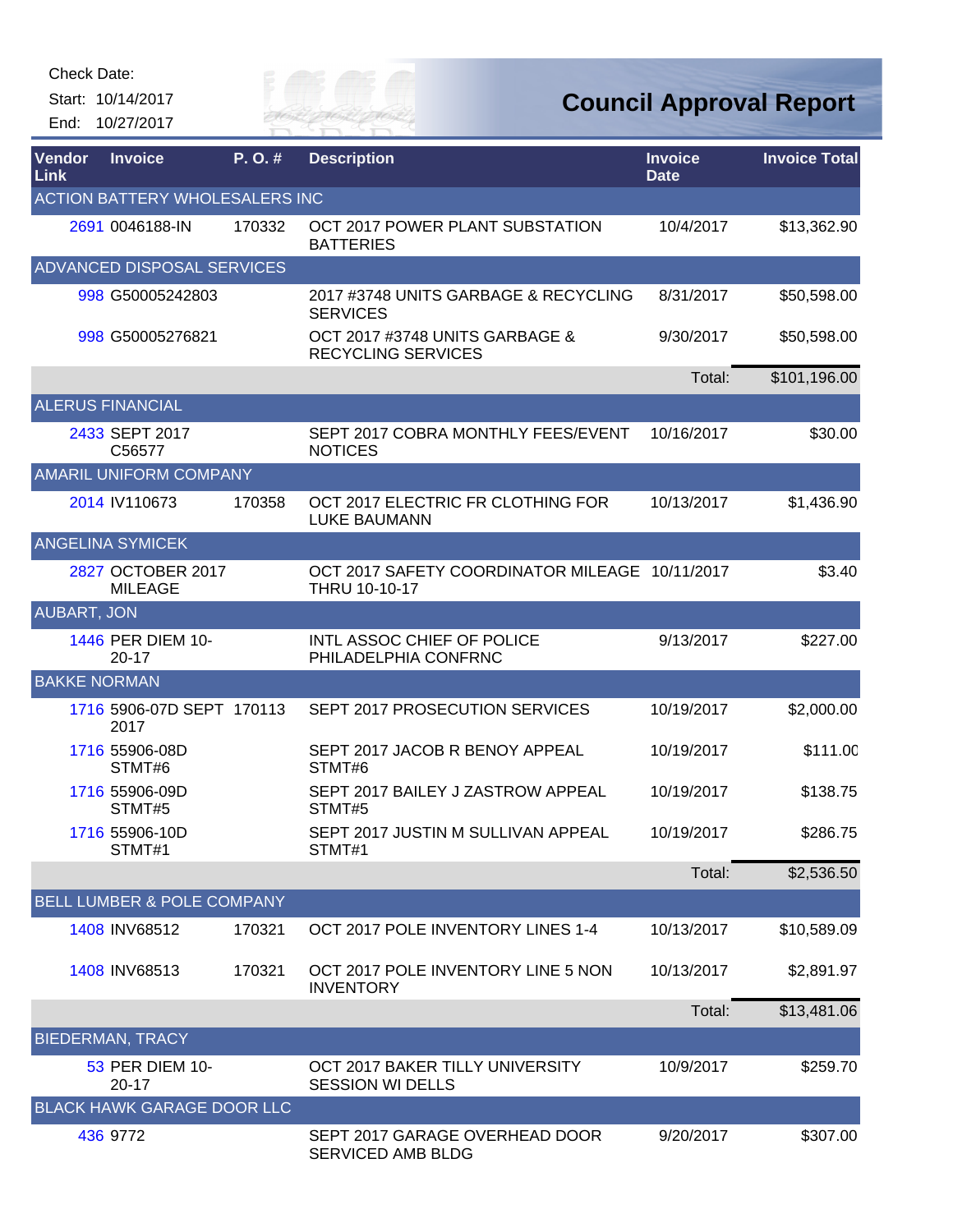Check Date:

Start: 10/14/2017

End: 10/27/2017

# Council Approval Report

| Vendor Link | Invoice | P. O. # | Description | Invoice Date | Invoice Total |
|---|---|---|---|---|---|
| ACTION BATTERY WHOLESALERS INC | | | | | |
| 2691 | 0046188-IN | 170332 | OCT 2017 POWER PLANT SUBSTATION BATTERIES | 10/4/2017 | $13,362.90 |
| ADVANCED DISPOSAL SERVICES | | | | | |
| 998 | G50005242803 | | 2017 #3748 UNITS GARBAGE & RECYCLING SERVICES | 8/31/2017 | $50,598.00 |
| 998 | G50005276821 | | OCT 2017 #3748 UNITS GARBAGE & RECYCLING SERVICES | 9/30/2017 | $50,598.00 |
| | | | | Total: | $101,196.00 |
| ALERUS FINANCIAL | | | | | |
| 2433 | SEPT 2017 C56577 | | SEPT 2017 COBRA MONTHLY FEES/EVENT NOTICES | 10/16/2017 | $30.00 |
| AMARIL UNIFORM COMPANY | | | | | |
| 2014 | IV110673 | 170358 | OCT 2017 ELECTRIC FR CLOTHING FOR LUKE BAUMANN | 10/13/2017 | $1,436.90 |
| ANGELINA SYMICEK | | | | | |
| 2827 | OCTOBER 2017 MILEAGE | | OCT 2017 SAFETY COORDINATOR MILEAGE THRU 10-10-17 | 10/11/2017 | $3.40 |
| AUBART, JON | | | | | |
| 1446 | PER DIEM 10-20-17 | | INTL ASSOC CHIEF OF POLICE PHILADELPHIA CONFRNC | 9/13/2017 | $227.00 |
| BAKKE NORMAN | | | | | |
| 1716 | 5906-07D SEPT 2017 | 170113 | SEPT 2017 PROSECUTION SERVICES | 10/19/2017 | $2,000.00 |
| 1716 | 55906-08D STMT#6 | | SEPT 2017 JACOB R BENOY APPEAL STMT#6 | 10/19/2017 | $111.00 |
| 1716 | 55906-09D STMT#5 | | SEPT 2017 BAILEY J ZASTROW APPEAL STMT#5 | 10/19/2017 | $138.75 |
| 1716 | 55906-10D STMT#1 | | SEPT 2017 JUSTIN M SULLIVAN APPEAL STMT#1 | 10/19/2017 | $286.75 |
| | | | | Total: | $2,536.50 |
| BELL LUMBER & POLE COMPANY | | | | | |
| 1408 | INV68512 | 170321 | OCT 2017 POLE INVENTORY LINES 1-4 | 10/13/2017 | $10,589.09 |
| 1408 | INV68513 | 170321 | OCT 2017 POLE INVENTORY LINE 5 NON INVENTORY | 10/13/2017 | $2,891.97 |
| | | | | Total: | $13,481.06 |
| BIEDERMAN, TRACY | | | | | |
| 53 | PER DIEM 10-20-17 | | OCT 2017 BAKER TILLY UNIVERSITY SESSION WI DELLS | 10/9/2017 | $259.70 |
| BLACK HAWK GARAGE DOOR LLC | | | | | |
| 436 | 9772 | | SEPT 2017 GARAGE OVERHEAD DOOR SERVICED AMB BLDG | 9/20/2017 | $307.00 |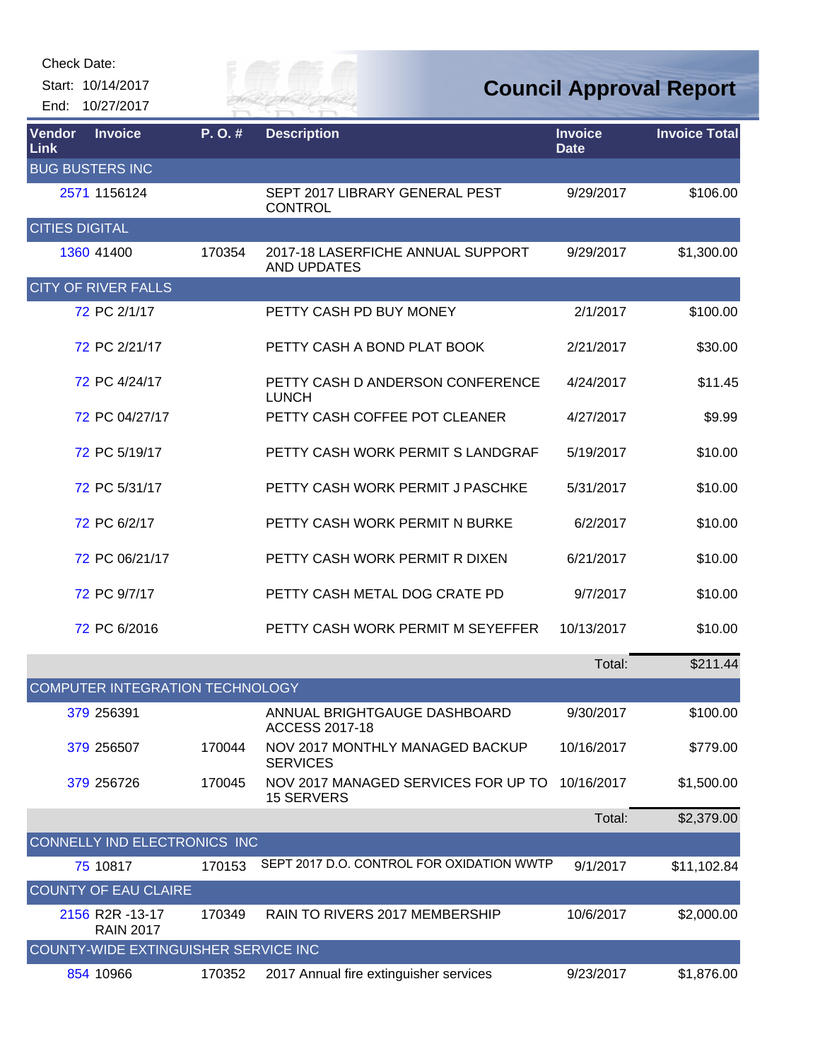Check Date:

Start: 10/14/2017

End: 10/27/2017

# Council Approval Report

| Vendor Link | Invoice | P. O. # | Description | Invoice Date | Invoice Total |
|---|---|---|---|---|---|
| **BUG BUSTERS INC** | | | | | |
| 2571 | 1156124 | | SEPT 2017 LIBRARY GENERAL PEST CONTROL | 9/29/2017 | $106.00 |
| **CITIES DIGITAL** | | | | | |
| 1360 | 41400 | 170354 | 2017-18 LASERFICHE ANNUAL SUPPORT AND UPDATES | 9/29/2017 | $1,300.00 |
| **CITY OF RIVER FALLS** | | | | | |
| 72 | PC 2/1/17 | | PETTY CASH PD BUY MONEY | 2/1/2017 | $100.00 |
| 72 | PC 2/21/17 | | PETTY CASH A BOND PLAT BOOK | 2/21/2017 | $30.00 |
| 72 | PC 4/24/17 | | PETTY CASH D ANDERSON CONFERENCE LUNCH | 4/24/2017 | $11.45 |
| 72 | PC 04/27/17 | | PETTY CASH COFFEE POT CLEANER | 4/27/2017 | $9.99 |
| 72 | PC 5/19/17 | | PETTY CASH WORK PERMIT S LANDGRAF | 5/19/2017 | $10.00 |
| 72 | PC 5/31/17 | | PETTY CASH WORK PERMIT J PASCHKE | 5/31/2017 | $10.00 |
| 72 | PC 6/2/17 | | PETTY CASH WORK PERMIT N BURKE | 6/2/2017 | $10.00 |
| 72 | PC 06/21/17 | | PETTY CASH WORK PERMIT R DIXEN | 6/21/2017 | $10.00 |
| 72 | PC 9/7/17 | | PETTY CASH METAL DOG CRATE PD | 9/7/2017 | $10.00 |
| 72 | PC 6/2016 | | PETTY CASH WORK PERMIT M SEYEFFER | 10/13/2017 | $10.00 |
| | | | | Total: | $211.44 |
| **COMPUTER INTEGRATION TECHNOLOGY** | | | | | |
| 379 | 256391 | | ANNUAL BRIGHTGAUGE DASHBOARD ACCESS 2017-18 | 9/30/2017 | $100.00 |
| 379 | 256507 | 170044 | NOV 2017 MONTHLY MANAGED BACKUP SERVICES | 10/16/2017 | $779.00 |
| 379 | 256726 | 170045 | NOV 2017 MANAGED SERVICES FOR UP TO 15 SERVERS | 10/16/2017 | $1,500.00 |
| | | | | Total: | $2,379.00 |
| **CONNELLY IND ELECTRONICS INC** | | | | | |
| 75 | 10817 | 170153 | SEPT 2017 D.O. CONTROL FOR OXIDATION WWTP | 9/1/2017 | $11,102.84 |
| **COUNTY OF EAU CLAIRE** | | | | | |
| 2156 | R2R -13-17 RAIN 2017 | 170349 | RAIN TO RIVERS 2017 MEMBERSHIP | 10/6/2017 | $2,000.00 |
| **COUNTY-WIDE EXTINGUISHER SERVICE INC** | | | | | |
| 854 | 10966 | 170352 | 2017 Annual fire extinguisher services | 9/23/2017 | $1,876.00 |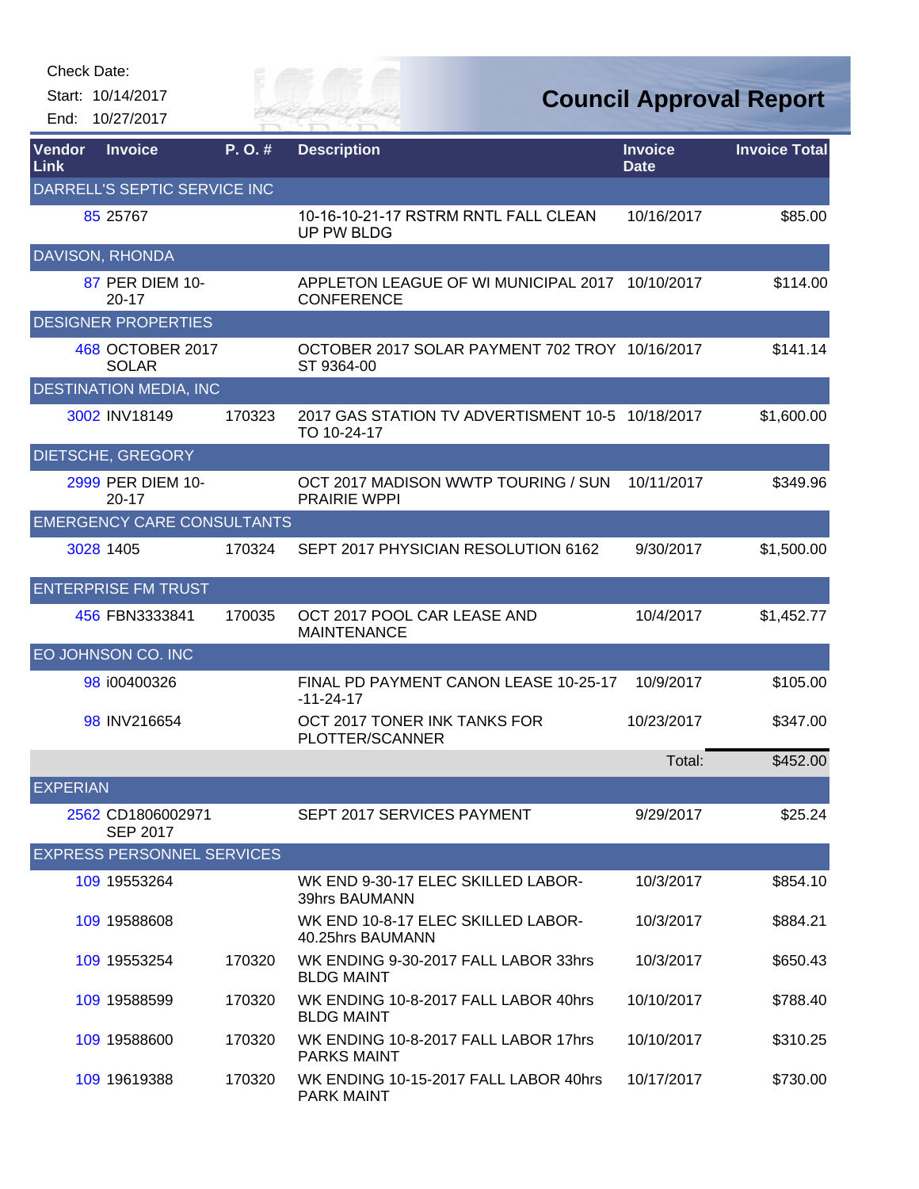Check Date:

Start: 10/14/2017

End: 10/27/2017

# Council Approval Report

| Vendor Link | Invoice | P. O. # | Description | Invoice Date | Invoice Total |
|---|---|---|---|---|---|
| DARRELL'S SEPTIC SERVICE INC | | | | | |
| 85 | 25767 | | 10-16-10-21-17 RSTRM RNTL FALL CLEAN UP PW BLDG | 10/16/2017 | $85.00 |
| DAVISON, RHONDA | | | | | |
| 87 | PER DIEM 10-20-17 | | APPLETON LEAGUE OF WI MUNICIPAL 2017 CONFERENCE | 10/10/2017 | $114.00 |
| DESIGNER PROPERTIES | | | | | |
| 468 | OCTOBER 2017 SOLAR | | OCTOBER 2017 SOLAR PAYMENT 702 TROY ST 9364-00 | 10/16/2017 | $141.14 |
| DESTINATION MEDIA, INC | | | | | |
| 3002 | INV18149 | 170323 | 2017 GAS STATION TV ADVERTISMENT 10-5 TO 10-24-17 | 10/18/2017 | $1,600.00 |
| DIETSCHE, GREGORY | | | | | |
| 2999 | PER DIEM 10-20-17 | | OCT 2017 MADISON WWTP TOURING / SUN PRAIRIE WPPI | 10/11/2017 | $349.96 |
| EMERGENCY CARE CONSULTANTS | | | | | |
| 3028 | 1405 | 170324 | SEPT 2017 PHYSICIAN RESOLUTION 6162 | 9/30/2017 | $1,500.00 |
| ENTERPRISE FM TRUST | | | | | |
| 456 | FBN3333841 | 170035 | OCT 2017 POOL CAR LEASE AND MAINTENANCE | 10/4/2017 | $1,452.77 |
| EO JOHNSON CO. INC | | | | | |
| 98 | i00400326 | | FINAL PD PAYMENT CANON LEASE 10-25-17 -11-24-17 | 10/9/2017 | $105.00 |
| 98 | INV216654 | | OCT 2017 TONER INK TANKS FOR PLOTTER/SCANNER | 10/23/2017 | $347.00 |
| | | | | Total: | $452.00 |
| EXPERIAN | | | | | |
| 2562 | CD1806002971 SEP 2017 | | SEPT 2017 SERVICES PAYMENT | 9/29/2017 | $25.24 |
| EXPRESS PERSONNEL SERVICES | | | | | |
| 109 | 19553264 | | WK END 9-30-17 ELEC SKILLED LABOR-39hrs BAUMANN | 10/3/2017 | $854.10 |
| 109 | 19588608 | | WK END 10-8-17 ELEC SKILLED LABOR-40.25hrs BAUMANN | 10/3/2017 | $884.21 |
| 109 | 19553254 | 170320 | WK ENDING 9-30-2017 FALL LABOR 33hrs BLDG MAINT | 10/3/2017 | $650.43 |
| 109 | 19588599 | 170320 | WK ENDING 10-8-2017 FALL LABOR 40hrs BLDG MAINT | 10/10/2017 | $788.40 |
| 109 | 19588600 | 170320 | WK ENDING 10-8-2017 FALL LABOR 17hrs PARKS MAINT | 10/10/2017 | $310.25 |
| 109 | 19619388 | 170320 | WK ENDING 10-15-2017 FALL LABOR 40hrs PARK MAINT | 10/17/2017 | $730.00 |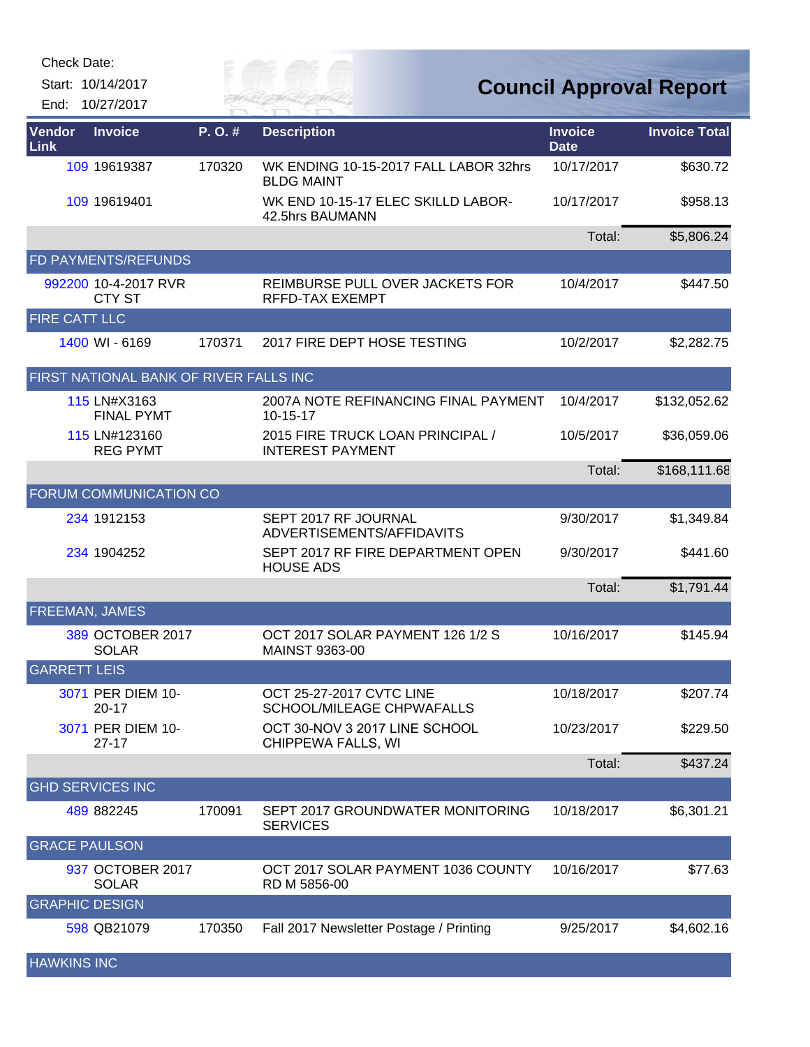Check Date:

Start: 10/14/2017

End: 10/27/2017

# Council Approval Report

| Vendor Link | Invoice | P. O. # | Description | Invoice Date | Invoice Total |
|---|---|---|---|---|---|
| 109 | 19619387 | 170320 | WK ENDING 10-15-2017 FALL LABOR 32hrs BLDG MAINT | 10/17/2017 | $630.72 |
| 109 | 19619401 | | WK END 10-15-17 ELEC SKILLD LABOR-42.5hrs BAUMANN | 10/17/2017 | $958.13 |
| | | | | Total: | $5,806.24 |
| FD PAYMENTS/REFUNDS | | | | | |
| 992200 | 10-4-2017 RVR CTY ST | | REIMBURSE PULL OVER JACKETS FOR RFFD-TAX EXEMPT | 10/4/2017 | $447.50 |
| FIRE CATT LLC | | | | | |
| 1400 | WI - 6169 | 170371 | 2017 FIRE DEPT HOSE TESTING | 10/2/2017 | $2,282.75 |
| FIRST NATIONAL BANK OF RIVER FALLS INC | | | | | |
| 115 | LN#X3163 FINAL PYMT | | 2007A NOTE REFINANCING FINAL PAYMENT 10-15-17 | 10/4/2017 | $132,052.62 |
| 115 | LN#123160 REG PYMT | | 2015 FIRE TRUCK LOAN PRINCIPAL / INTEREST PAYMENT | 10/5/2017 | $36,059.06 |
| | | | | Total: | $168,111.68 |
| FORUM COMMUNICATION CO | | | | | |
| 234 | 1912153 | | SEPT 2017 RF JOURNAL ADVERTISEMENTS/AFFIDAVITS | 9/30/2017 | $1,349.84 |
| 234 | 1904252 | | SEPT 2017 RF FIRE DEPARTMENT OPEN HOUSE ADS | 9/30/2017 | $441.60 |
| | | | | Total: | $1,791.44 |
| FREEMAN, JAMES | | | | | |
| 389 | OCTOBER 2017 SOLAR | | OCT 2017 SOLAR PAYMENT 126 1/2 S MAINST 9363-00 | 10/16/2017 | $145.94 |
| GARRETT LEIS | | | | | |
| 3071 | PER DIEM 10-20-17 | | OCT 25-27-2017 CVTC LINE SCHOOL/MILEAGE CHPWAFALLS | 10/18/2017 | $207.74 |
| 3071 | PER DIEM 10-27-17 | | OCT 30-NOV 3 2017 LINE SCHOOL CHIPPEWA FALLS, WI | 10/23/2017 | $229.50 |
| | | | | Total: | $437.24 |
| GHD SERVICES INC | | | | | |
| 489 | 882245 | 170091 | SEPT 2017 GROUNDWATER MONITORING SERVICES | 10/18/2017 | $6,301.21 |
| GRACE PAULSON | | | | | |
| 937 | OCTOBER 2017 SOLAR | | OCT 2017 SOLAR PAYMENT 1036 COUNTY RD M 5856-00 | 10/16/2017 | $77.63 |
| GRAPHIC DESIGN | | | | | |
| 598 | QB21079 | 170350 | Fall 2017 Newsletter Postage / Printing | 9/25/2017 | $4,602.16 |
| HAWKINS INC | | | | | |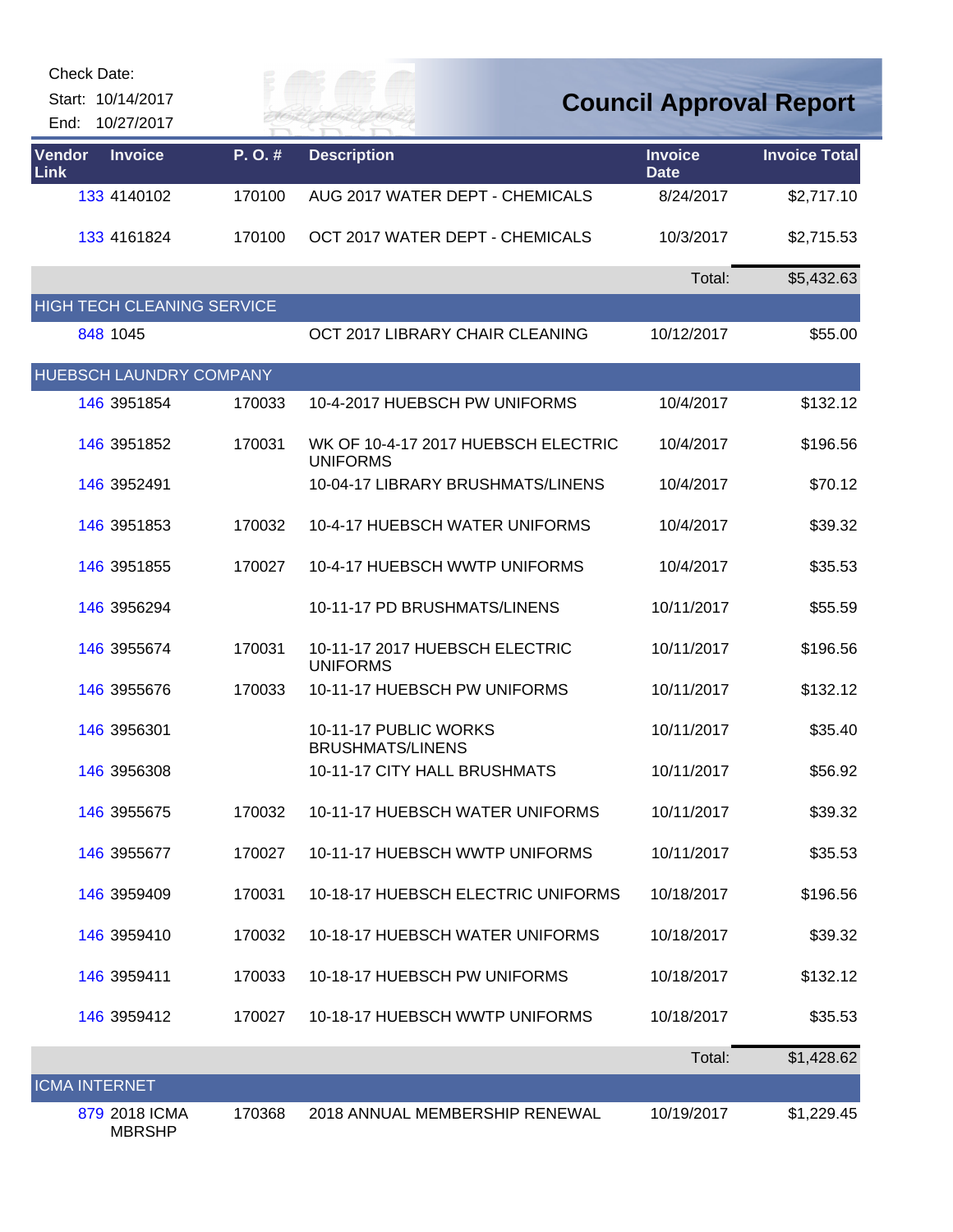Check Date:

Start: 10/14/2017

End: 10/27/2017

# Council Approval Report

| Vendor Link | Invoice | P. O. # | Description | Invoice Date | Invoice Total |
|---|---|---|---|---|---|
| 133 | 4140102 | 170100 | AUG 2017 WATER DEPT - CHEMICALS | 8/24/2017 | $2,717.10 |
| 133 | 4161824 | 170100 | OCT 2017 WATER DEPT - CHEMICALS | 10/3/2017 | $2,715.53 |
| | | | | Total: | $5,432.63 |
| HIGH TECH CLEANING SERVICE | | | | | |
| 848 | 1045 | | OCT 2017 LIBRARY CHAIR CLEANING | 10/12/2017 | $55.00 |
| HUEBSCH LAUNDRY COMPANY | | | | | |
| 146 | 3951854 | 170033 | 10-4-2017 HUEBSCH PW UNIFORMS | 10/4/2017 | $132.12 |
| 146 | 3951852 | 170031 | WK OF 10-4-17 2017 HUEBSCH ELECTRIC UNIFORMS | 10/4/2017 | $196.56 |
| 146 | 3952491 | | 10-04-17 LIBRARY BRUSHMATS/LINENS | 10/4/2017 | $70.12 |
| 146 | 3951853 | 170032 | 10-4-17 HUEBSCH WATER UNIFORMS | 10/4/2017 | $39.32 |
| 146 | 3951855 | 170027 | 10-4-17 HUEBSCH WWTP UNIFORMS | 10/4/2017 | $35.53 |
| 146 | 3956294 | | 10-11-17 PD BRUSHMATS/LINENS | 10/11/2017 | $55.59 |
| 146 | 3955674 | 170031 | 10-11-17 2017 HUEBSCH ELECTRIC UNIFORMS | 10/11/2017 | $196.56 |
| 146 | 3955676 | 170033 | 10-11-17 HUEBSCH PW UNIFORMS | 10/11/2017 | $132.12 |
| 146 | 3956301 | | 10-11-17 PUBLIC WORKS BRUSHMATS/LINENS | 10/11/2017 | $35.40 |
| 146 | 3956308 | | 10-11-17 CITY HALL BRUSHMATS | 10/11/2017 | $56.92 |
| 146 | 3955675 | 170032 | 10-11-17 HUEBSCH WATER UNIFORMS | 10/11/2017 | $39.32 |
| 146 | 3955677 | 170027 | 10-11-17 HUEBSCH WWTP UNIFORMS | 10/11/2017 | $35.53 |
| 146 | 3959409 | 170031 | 10-18-17 HUEBSCH ELECTRIC UNIFORMS | 10/18/2017 | $196.56 |
| 146 | 3959410 | 170032 | 10-18-17 HUEBSCH WATER UNIFORMS | 10/18/2017 | $39.32 |
| 146 | 3959411 | 170033 | 10-18-17 HUEBSCH PW UNIFORMS | 10/18/2017 | $132.12 |
| 146 | 3959412 | 170027 | 10-18-17 HUEBSCH WWTP UNIFORMS | 10/18/2017 | $35.53 |
| | | | | Total: | $1,428.62 |
| ICMA INTERNET | | | | | |
| 879 | 2018 ICMA MBRSHP | 170368 | 2018 ANNUAL MEMBERSHIP RENEWAL | 10/19/2017 | $1,229.45 |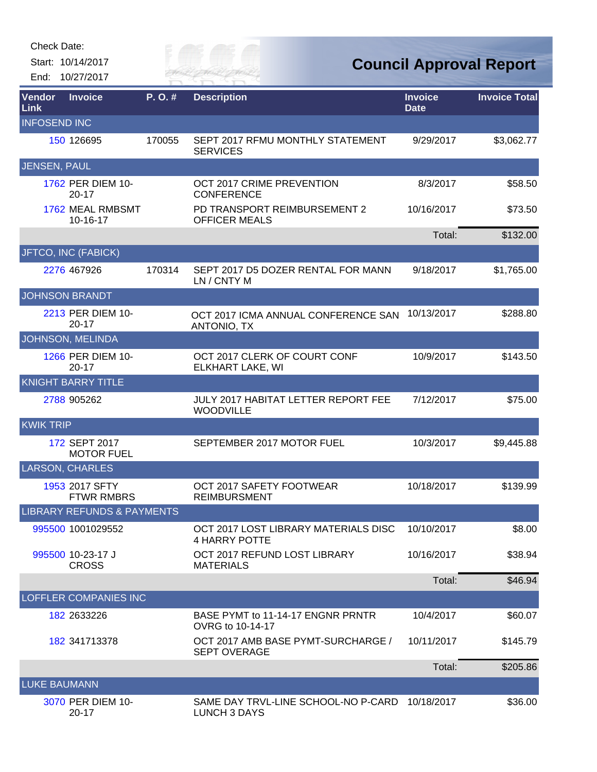Check Date:

Start: 10/14/2017

End: 10/27/2017

# Council Approval Report

| Vendor Link | Invoice | P. O. # | Description | Invoice Date | Invoice Total |
|---|---|---|---|---|---|
| INFOSEND INC | | | | | |
| 150 | 126695 | 170055 | SEPT 2017 RFMU MONTHLY STATEMENT SERVICES | 9/29/2017 | $3,062.77 |
| JENSEN, PAUL | | | | | |
| 1762 | PER DIEM 10-20-17 | | OCT 2017 CRIME PREVENTION CONFERENCE | 8/3/2017 | $58.50 |
| 1762 | MEAL RMBSMT 10-16-17 | | PD TRANSPORT REIMBURSEMENT 2 OFFICER MEALS | 10/16/2017 | $73.50 |
| | | | | Total: | $132.00 |
| JFTCO, INC (FABICK) | | | | | |
| 2276 | 467926 | 170314 | SEPT 2017 D5 DOZER RENTAL FOR MANN LN / CNTY M | 9/18/2017 | $1,765.00 |
| JOHNSON BRANDT | | | | | |
| 2213 | PER DIEM 10-20-17 | | OCT 2017 ICMA ANNUAL CONFERENCE SAN ANTONIO, TX | 10/13/2017 | $288.80 |
| JOHNSON, MELINDA | | | | | |
| 1266 | PER DIEM 10-20-17 | | OCT 2017 CLERK OF COURT CONF ELKHART LAKE, WI | 10/9/2017 | $143.50 |
| KNIGHT BARRY TITLE | | | | | |
| 2788 | 905262 | | JULY 2017 HABITAT LETTER REPORT FEE WOODVILLE | 7/12/2017 | $75.00 |
| KWIK TRIP | | | | | |
| 172 | SEPT 2017 MOTOR FUEL | | SEPTEMBER 2017 MOTOR FUEL | 10/3/2017 | $9,445.88 |
| LARSON, CHARLES | | | | | |
| 1953 | 2017 SFTY FTWR RMBRS | | OCT 2017 SAFETY FOOTWEAR REIMBURSMENT | 10/18/2017 | $139.99 |
| LIBRARY REFUNDS & PAYMENTS | | | | | |
| 995500 | 1001029552 | | OCT 2017 LOST LIBRARY MATERIALS DISC 4 HARRY POTTE | 10/10/2017 | $8.00 |
| 995500 | 10-23-17 J CROSS | | OCT 2017 REFUND LOST LIBRARY MATERIALS | 10/16/2017 | $38.94 |
| | | | | Total: | $46.94 |
| LOFFLER COMPANIES INC | | | | | |
| 182 | 2633226 | | BASE PYMT to 11-14-17 ENGNR PRNTR OVRG to 10-14-17 | 10/4/2017 | $60.07 |
| 182 | 341713378 | | OCT 2017 AMB BASE PYMT-SURCHARGE / SEPT OVERAGE | 10/11/2017 | $145.79 |
| | | | | Total: | $205.86 |
| LUKE BAUMANN | | | | | |
| 3070 | PER DIEM 10-20-17 | | SAME DAY TRVL-LINE SCHOOL-NO P-CARD LUNCH 3 DAYS | 10/18/2017 | $36.00 |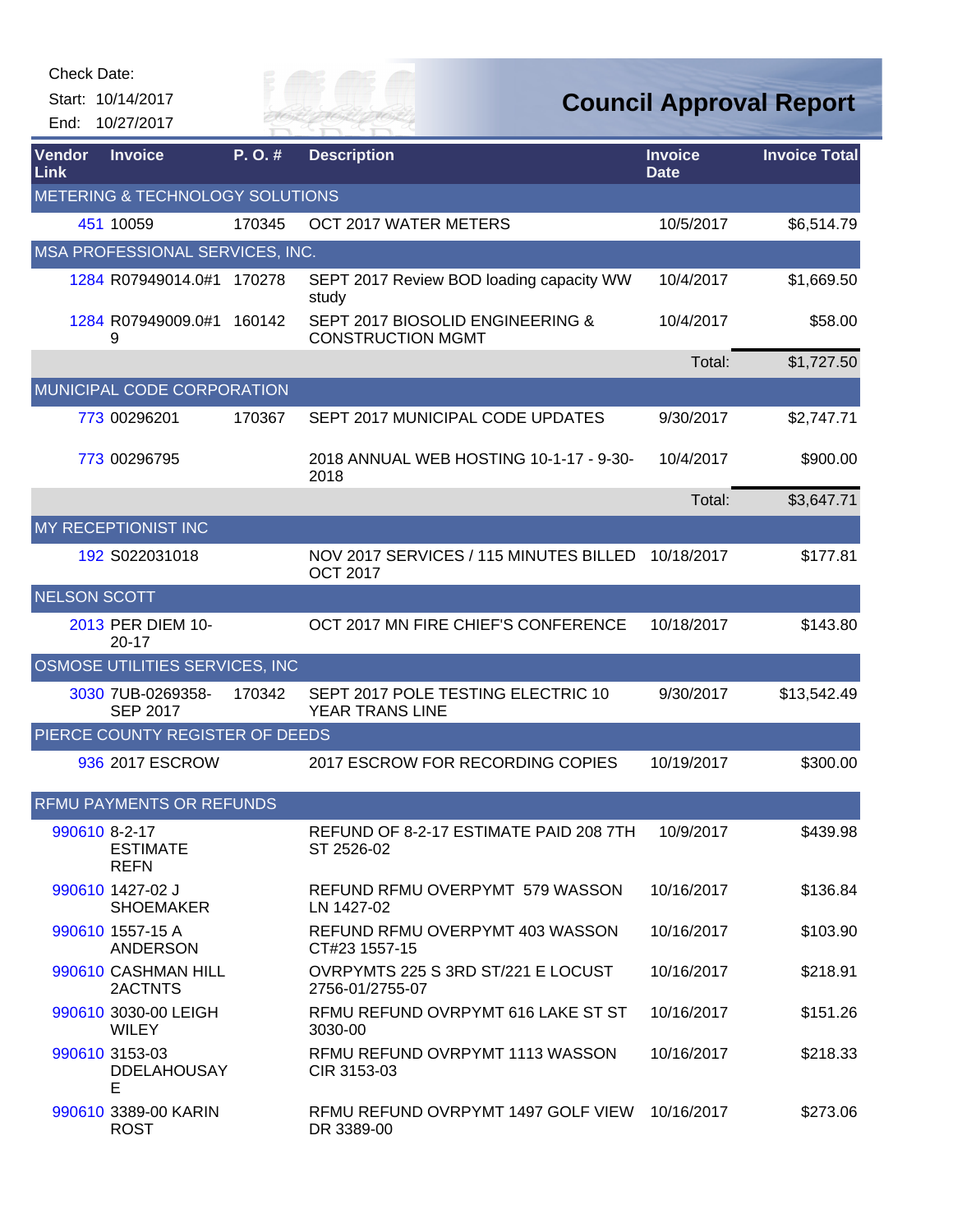Check Date:

Start: 10/14/2017

End: 10/27/2017

# Council Approval Report

| Vendor Link | Invoice | P. O. # | Description | Invoice Date | Invoice Total |
|---|---|---|---|---|---|
| METERING & TECHNOLOGY SOLUTIONS | | | | | |
| 451 | 10059 | 170345 | OCT 2017 WATER METERS | 10/5/2017 | $6,514.79 |
| MSA PROFESSIONAL SERVICES, INC. | | | | | |
| 1284 | R07949014.0#1 | 170278 | SEPT 2017 Review BOD loading capacity WW study | 10/4/2017 | $1,669.50 |
| 1284 | R07949009.0#19 | 160142 | SEPT 2017 BIOSOLID ENGINEERING & CONSTRUCTION MGMT | 10/4/2017 | $58.00 |
| | | | | Total: | $1,727.50 |
| MUNICIPAL CODE CORPORATION | | | | | |
| 773 | 00296201 | 170367 | SEPT 2017 MUNICIPAL CODE UPDATES | 9/30/2017 | $2,747.71 |
| 773 | 00296795 | | 2018 ANNUAL WEB HOSTING 10-1-17 - 9-30-2018 | 10/4/2017 | $900.00 |
| | | | | Total: | $3,647.71 |
| MY RECEPTIONIST INC | | | | | |
| 192 | S022031018 | | NOV 2017 SERVICES / 115 MINUTES BILLED OCT 2017 | 10/18/2017 | $177.81 |
| NELSON SCOTT | | | | | |
| 2013 | PER DIEM 10-20-17 | | OCT 2017 MN FIRE CHIEF'S CONFERENCE | 10/18/2017 | $143.80 |
| OSMOSE UTILITIES SERVICES, INC | | | | | |
| 3030 | 7UB-0269358-SEP 2017 | 170342 | SEPT 2017 POLE TESTING ELECTRIC 10 YEAR TRANS LINE | 9/30/2017 | $13,542.49 |
| PIERCE COUNTY REGISTER OF DEEDS | | | | | |
| 936 | 2017 ESCROW | | 2017 ESCROW FOR RECORDING COPIES | 10/19/2017 | $300.00 |
| RFMU PAYMENTS OR REFUNDS | | | | | |
| 990610 | 8-2-17 ESTIMATE REFN | | REFUND OF 8-2-17 ESTIMATE PAID 208 7TH ST 2526-02 | 10/9/2017 | $439.98 |
| 990610 | 1427-02 J SHOEMAKER | | REFUND RFMU OVERPYMT 579 WASSON LN 1427-02 | 10/16/2017 | $136.84 |
| 990610 | 1557-15 A ANDERSON | | REFUND RFMU OVERPYMT 403 WASSON CT#23 1557-15 | 10/16/2017 | $103.90 |
| 990610 | CASHMAN HILL 2ACTNTS | | OVRPYMTS 225 S 3RD ST/221 E LOCUST 2756-01/2755-07 | 10/16/2017 | $218.91 |
| 990610 | 3030-00 LEIGH WILEY | | RFMU REFUND OVRPYMT 616 LAKE ST ST 3030-00 | 10/16/2017 | $151.26 |
| 990610 | 3153-03 DDELAHOUSAYE | | RFMU REFUND OVRPYMT 1113 WASSON CIR 3153-03 | 10/16/2017 | $218.33 |
| 990610 | 3389-00 KARIN ROST | | RFMU REFUND OVRPYMT 1497 GOLF VIEW DR 3389-00 | 10/16/2017 | $273.06 |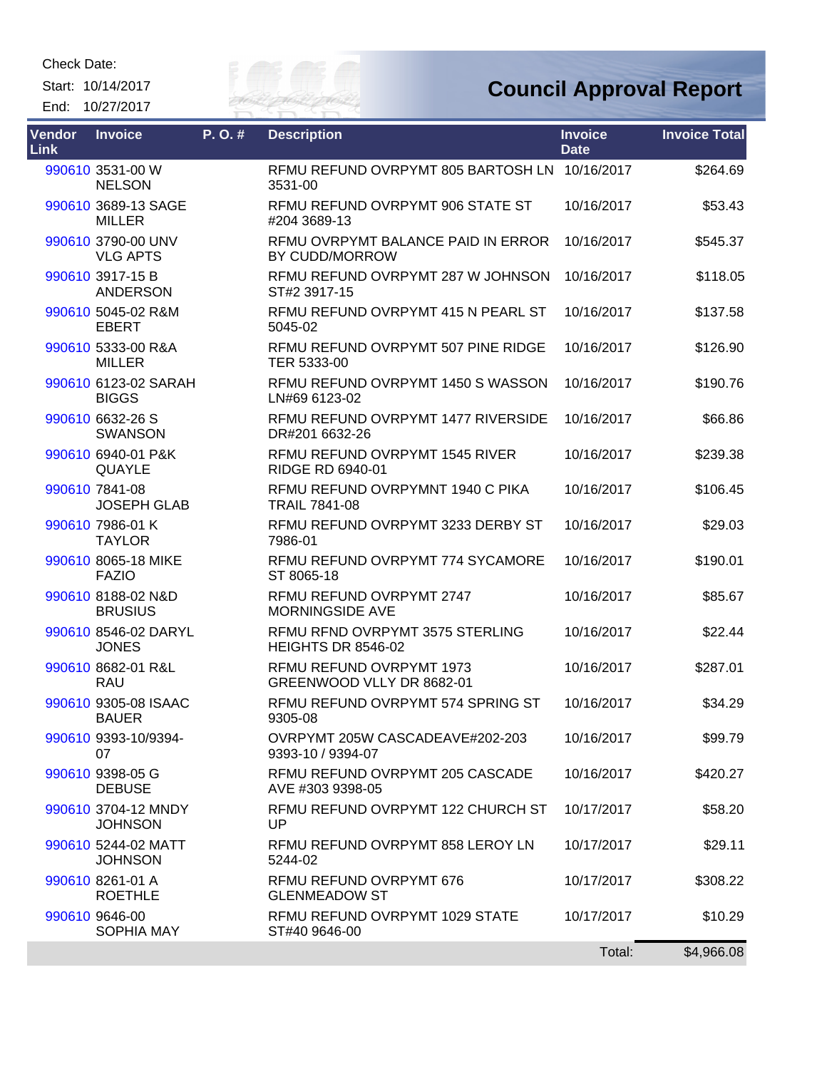Check Date:

Start: 10/14/2017

End: 10/27/2017

# Council Approval Report

| Vendor Link | Invoice | P. O. # | Description | Invoice Date | Invoice Total |
|---|---|---|---|---|---|
| 990610 | 3531-00 W NELSON | | RFMU REFUND OVRPYMT 805 BARTOSH LN 3531-00 | 10/16/2017 | $264.69 |
| 990610 | 3689-13 SAGE MILLER | | RFMU REFUND OVRPYMT 906 STATE ST #204 3689-13 | 10/16/2017 | $53.43 |
| 990610 | 3790-00 UNV VLG APTS | | RFMU OVRPYMT BALANCE PAID IN ERROR BY CUDD/MORROW | 10/16/2017 | $545.37 |
| 990610 | 3917-15 B ANDERSON | | RFMU REFUND OVRPYMT 287 W JOHNSON ST#2 3917-15 | 10/16/2017 | $118.05 |
| 990610 | 5045-02 R&M EBERT | | RFMU REFUND OVRPYMT 415 N PEARL ST 5045-02 | 10/16/2017 | $137.58 |
| 990610 | 5333-00 R&A MILLER | | RFMU REFUND OVRPYMT 507 PINE RIDGE TER 5333-00 | 10/16/2017 | $126.90 |
| 990610 | 6123-02 SARAH BIGGS | | RFMU REFUND OVRPYMT 1450 S WASSON LN#69 6123-02 | 10/16/2017 | $190.76 |
| 990610 | 6632-26 S SWANSON | | RFMU REFUND OVRPYMT 1477 RIVERSIDE DR#201 6632-26 | 10/16/2017 | $66.86 |
| 990610 | 6940-01 P&K QUAYLE | | RFMU REFUND OVRPYMT 1545 RIVER RIDGE RD 6940-01 | 10/16/2017 | $239.38 |
| 990610 | 7841-08 JOSEPH GLAB | | RFMU REFUND OVRPYMNT 1940 C PIKA TRAIL 7841-08 | 10/16/2017 | $106.45 |
| 990610 | 7986-01 K TAYLOR | | RFMU REFUND OVRPYMT 3233 DERBY ST 7986-01 | 10/16/2017 | $29.03 |
| 990610 | 8065-18 MIKE FAZIO | | RFMU REFUND OVRPYMT 774 SYCAMORE ST 8065-18 | 10/16/2017 | $190.01 |
| 990610 | 8188-02 N&D BRUSIUS | | RFMU REFUND OVRPYMT 2747 MORNINGSIDE AVE | 10/16/2017 | $85.67 |
| 990610 | 8546-02 DARYL JONES | | RFMU RFND OVRPYMT 3575 STERLING HEIGHTS DR 8546-02 | 10/16/2017 | $22.44 |
| 990610 | 8682-01 R&L RAU | | RFMU REFUND OVRPYMT 1973 GREENWOOD VLLY DR 8682-01 | 10/16/2017 | $287.01 |
| 990610 | 9305-08 ISAAC BAUER | | RFMU REFUND OVRPYMT 574 SPRING ST 9305-08 | 10/16/2017 | $34.29 |
| 990610 | 9393-10/9394-07 | | OVRPYMT 205W CASCADEAVE#202-203 9393-10 / 9394-07 | 10/16/2017 | $99.79 |
| 990610 | 9398-05 G DEBUSE | | RFMU REFUND OVRPYMT 205 CASCADE AVE #303 9398-05 | 10/16/2017 | $420.27 |
| 990610 | 3704-12 MNDY JOHNSON | | RFMU REFUND OVRPYMT 122 CHURCH ST UP | 10/17/2017 | $58.20 |
| 990610 | 5244-02 MATT JOHNSON | | RFMU REFUND OVRPYMT 858 LEROY LN 5244-02 | 10/17/2017 | $29.11 |
| 990610 | 8261-01 A ROETHLE | | RFMU REFUND OVRPYMT 676 GLENMEADOW ST | 10/17/2017 | $308.22 |
| 990610 | 9646-00 SOPHIA MAY | | RFMU REFUND OVRPYMT 1029 STATE ST#40 9646-00 | 10/17/2017 | $10.29 |
| | | | | Total: | $4,966.08 |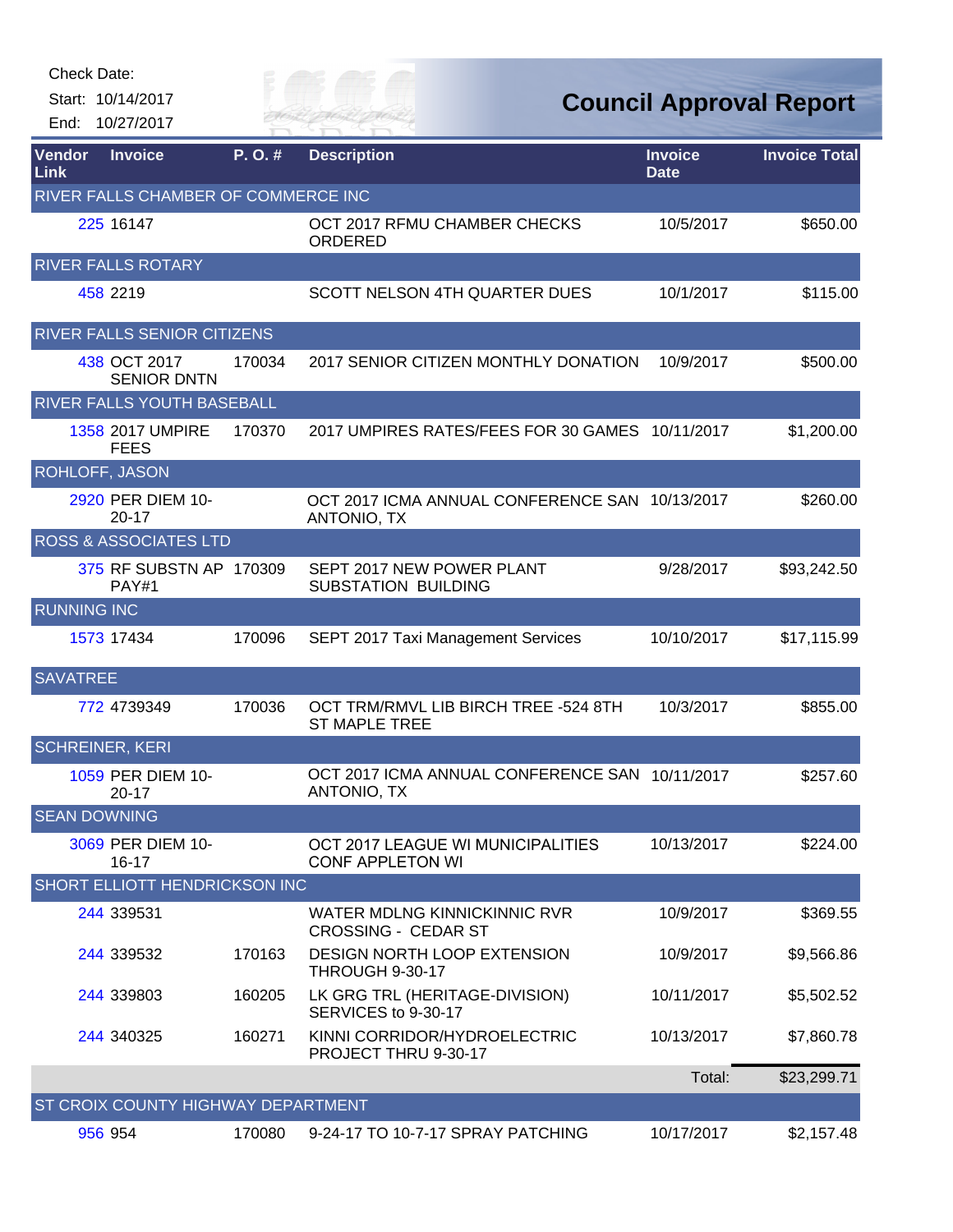Check Date:

Start: 10/14/2017

End: 10/27/2017

# Council Approval Report

| Vendor Link | Invoice | P. O. # | Description | Invoice Date | Invoice Total |
|---|---|---|---|---|---|
| RIVER FALLS CHAMBER OF COMMERCE INC | | | | | |
| 225 | 16147 | | OCT 2017 RFMU CHAMBER CHECKS ORDERED | 10/5/2017 | $650.00 |
| RIVER FALLS ROTARY | | | | | |
| 458 | 2219 | | SCOTT NELSON 4TH QUARTER DUES | 10/1/2017 | $115.00 |
| RIVER FALLS SENIOR CITIZENS | | | | | |
| 438 | OCT 2017 SENIOR DNTN | 170034 | 2017 SENIOR CITIZEN MONTHLY DONATION | 10/9/2017 | $500.00 |
| RIVER FALLS YOUTH BASEBALL | | | | | |
| 1358 | 2017 UMPIRE FEES | 170370 | 2017 UMPIRES RATES/FEES FOR 30 GAMES | 10/11/2017 | $1,200.00 |
| ROHLOFF, JASON | | | | | |
| 2920 | PER DIEM 10-20-17 | | OCT 2017 ICMA ANNUAL CONFERENCE SAN ANTONIO, TX | 10/13/2017 | $260.00 |
| ROSS & ASSOCIATES LTD | | | | | |
| 375 | RF SUBSTN AP PAY#1 | 170309 | SEPT 2017 NEW POWER PLANT SUBSTATION BUILDING | 9/28/2017 | $93,242.50 |
| RUNNING INC | | | | | |
| 1573 | 17434 | 170096 | SEPT 2017 Taxi Management Services | 10/10/2017 | $17,115.99 |
| SAVATREE | | | | | |
| 772 | 4739349 | 170036 | OCT TRM/RMVL LIB BIRCH TREE -524 8TH ST MAPLE TREE | 10/3/2017 | $855.00 |
| SCHREINER, KERI | | | | | |
| 1059 | PER DIEM 10-20-17 | | OCT 2017 ICMA ANNUAL CONFERENCE SAN ANTONIO, TX | 10/11/2017 | $257.60 |
| SEAN DOWNING | | | | | |
| 3069 | PER DIEM 10-16-17 | | OCT 2017 LEAGUE WI MUNICIPALITIES CONF APPLETON WI | 10/13/2017 | $224.00 |
| SHORT ELLIOTT HENDRICKSON INC | | | | | |
| 244 | 339531 | | WATER MDLNG KINNICKINNIC RVR CROSSING - CEDAR ST | 10/9/2017 | $369.55 |
| 244 | 339532 | 170163 | DESIGN NORTH LOOP EXTENSION THROUGH 9-30-17 | 10/9/2017 | $9,566.86 |
| 244 | 339803 | 160205 | LK GRG TRL (HERITAGE-DIVISION) SERVICES to 9-30-17 | 10/11/2017 | $5,502.52 |
| 244 | 340325 | 160271 | KINNI CORRIDOR/HYDROELECTRIC PROJECT THRU 9-30-17 | 10/13/2017 | $7,860.78 |
| | | | | Total: | $23,299.71 |
| ST CROIX COUNTY HIGHWAY DEPARTMENT | | | | | |
| 956 | 954 | 170080 | 9-24-17 TO 10-7-17 SPRAY PATCHING | 10/17/2017 | $2,157.48 |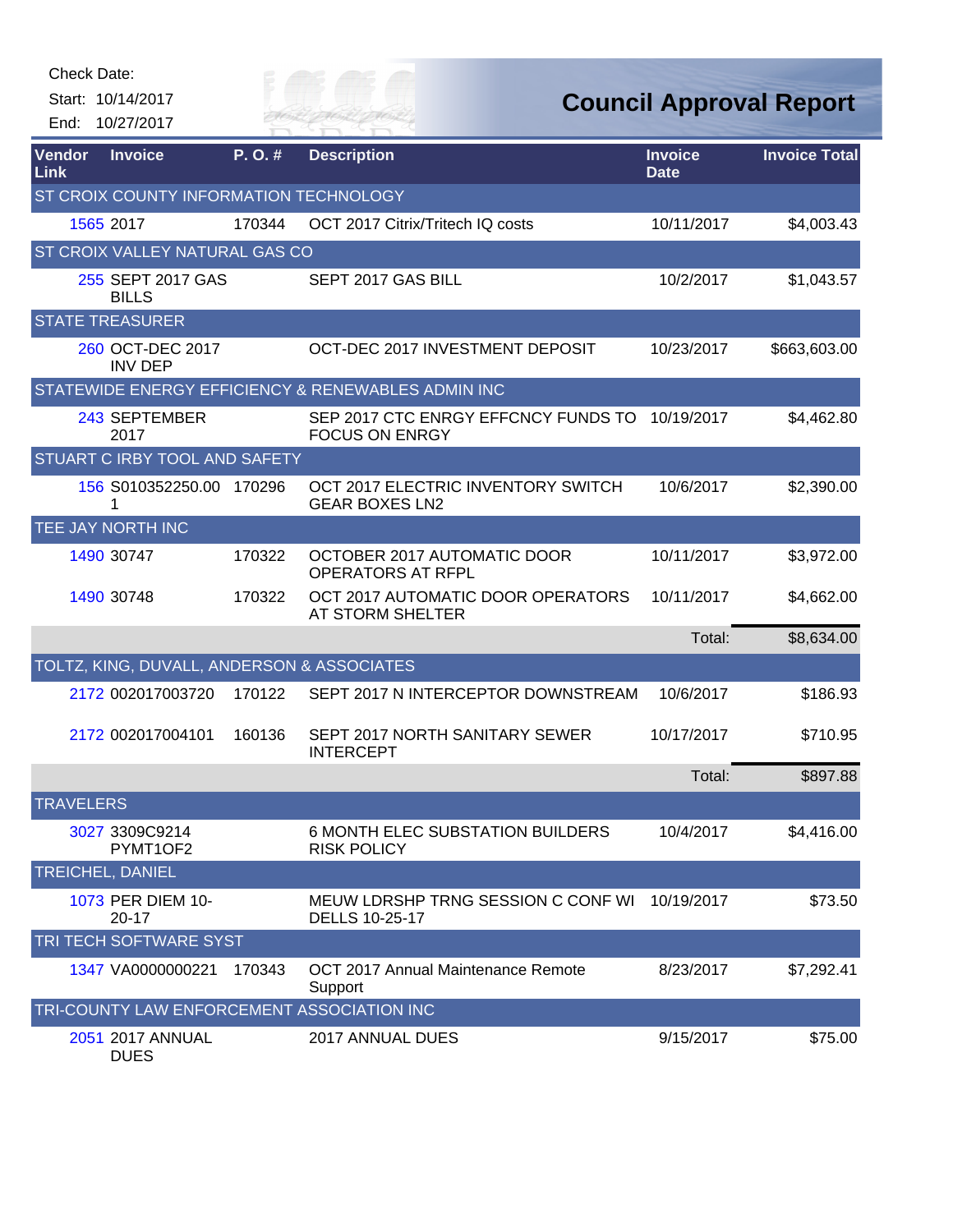Check Date:

Start: 10/14/2017

End: 10/27/2017

# Council Approval Report

| Vendor Link | Invoice | P. O. # | Description | Invoice Date | Invoice Total |
|---|---|---|---|---|---|
| ST CROIX COUNTY INFORMATION TECHNOLOGY | | | | | |
| 1565 | 2017 | 170344 | OCT 2017 Citrix/Tritech IQ costs | 10/11/2017 | $4,003.43 |
| ST CROIX VALLEY NATURAL GAS CO | | | | | |
| 255 | SEPT 2017 GAS BILLS | | SEPT 2017 GAS BILL | 10/2/2017 | $1,043.57 |
| STATE TREASURER | | | | | |
| 260 | OCT-DEC 2017 INV DEP | | OCT-DEC 2017 INVESTMENT DEPOSIT | 10/23/2017 | $663,603.00 |
| STATEWIDE ENERGY EFFICIENCY & RENEWABLES ADMIN INC | | | | | |
| 243 | SEPTEMBER 2017 | | SEP 2017 CTC ENRGY EFFCNCY FUNDS TO FOCUS ON ENRGY | 10/19/2017 | $4,462.80 |
| STUART C IRBY TOOL AND SAFETY | | | | | |
| 156 | S010352250.001 | 170296 | OCT 2017 ELECTRIC INVENTORY SWITCH GEAR BOXES LN2 | 10/6/2017 | $2,390.00 |
| TEE JAY NORTH INC | | | | | |
| 1490 | 30747 | 170322 | OCTOBER 2017 AUTOMATIC DOOR OPERATORS AT RFPL | 10/11/2017 | $3,972.00 |
| 1490 | 30748 | 170322 | OCT 2017 AUTOMATIC DOOR OPERATORS AT STORM SHELTER | 10/11/2017 | $4,662.00 |
| | | | | Total: | $8,634.00 |
| TOLTZ, KING, DUVALL, ANDERSON & ASSOCIATES | | | | | |
| 2172 | 002017003720 | 170122 | SEPT 2017 N INTERCEPTOR DOWNSTREAM | 10/6/2017 | $186.93 |
| 2172 | 002017004101 | 160136 | SEPT 2017 NORTH SANITARY SEWER INTERCEPT | 10/17/2017 | $710.95 |
| | | | | Total: | $897.88 |
| TRAVELERS | | | | | |
| 3027 | 3309C9214 PYMT1OF2 | | 6 MONTH ELEC SUBSTATION BUILDERS RISK POLICY | 10/4/2017 | $4,416.00 |
| TREICHEL, DANIEL | | | | | |
| 1073 | PER DIEM 10-20-17 | | MEUW LDRSHP TRNG SESSION C CONF WI DELLS 10-25-17 | 10/19/2017 | $73.50 |
| TRI TECH SOFTWARE SYST | | | | | |
| 1347 | VA0000000221 | 170343 | OCT 2017 Annual Maintenance Remote Support | 8/23/2017 | $7,292.41 |
| TRI-COUNTY LAW ENFORCEMENT ASSOCIATION INC | | | | | |
| 2051 | 2017 ANNUAL DUES | | 2017 ANNUAL DUES | 9/15/2017 | $75.00 |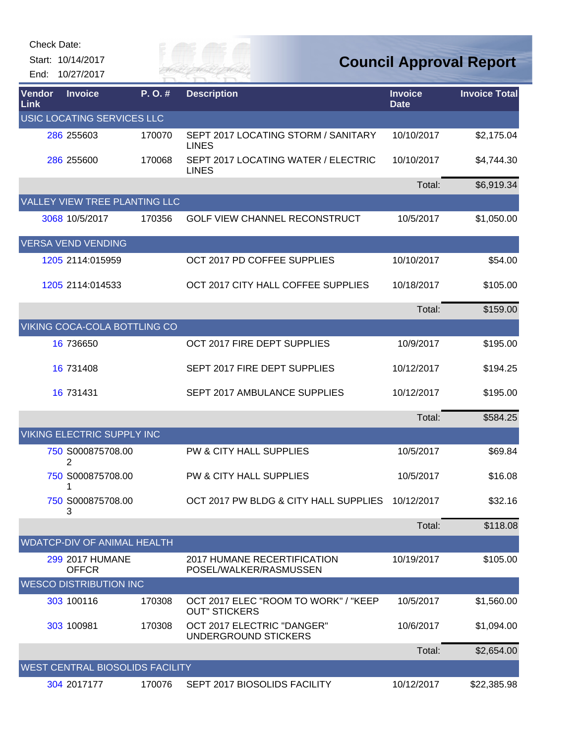Check Date:

Start: 10/14/2017

End: 10/27/2017

# Council Approval Report

| Vendor Link | Invoice | P. O. # | Description | Invoice Date | Invoice Total |
|---|---|---|---|---|---|
| USIC LOCATING SERVICES LLC | | | | | |
| 286 | 255603 | 170070 | SEPT 2017 LOCATING STORM / SANITARY LINES | 10/10/2017 | $2,175.04 |
| 286 | 255600 | 170068 | SEPT 2017 LOCATING WATER / ELECTRIC LINES | 10/10/2017 | $4,744.30 |
| | | | | Total: | $6,919.34 |
| VALLEY VIEW TREE PLANTING LLC | | | | | |
| 3068 | 10/5/2017 | 170356 | GOLF VIEW CHANNEL RECONSTRUCT | 10/5/2017 | $1,050.00 |
| VERSA VEND VENDING | | | | | |
| 1205 | 2114:015959 | | OCT 2017 PD COFFEE SUPPLIES | 10/10/2017 | $54.00 |
| 1205 | 2114:014533 | | OCT 2017 CITY HALL COFFEE SUPPLIES | 10/18/2017 | $105.00 |
| | | | | Total: | $159.00 |
| VIKING COCA-COLA BOTTLING CO | | | | | |
| 16 | 736650 | | OCT 2017 FIRE DEPT SUPPLIES | 10/9/2017 | $195.00 |
| 16 | 731408 | | SEPT 2017 FIRE DEPT SUPPLIES | 10/12/2017 | $194.25 |
| 16 | 731431 | | SEPT 2017 AMBULANCE SUPPLIES | 10/12/2017 | $195.00 |
| | | | | Total: | $584.25 |
| VIKING ELECTRIC SUPPLY INC | | | | | |
| 750 | S000875708.002 | | PW & CITY HALL SUPPLIES | 10/5/2017 | $69.84 |
| 750 | S000875708.001 | | PW & CITY HALL SUPPLIES | 10/5/2017 | $16.08 |
| 750 | S000875708.003 | | OCT 2017 PW BLDG & CITY HALL SUPPLIES | 10/12/2017 | $32.16 |
| | | | | Total: | $118.08 |
| WDATCP-DIV OF ANIMAL HEALTH | | | | | |
| 299 | 2017 HUMANE OFFCR | | 2017 HUMANE RECERTIFICATION POSEL/WALKER/RASMUSSEN | 10/19/2017 | $105.00 |
| WESCO DISTRIBUTION INC | | | | | |
| 303 | 100116 | 170308 | OCT 2017 ELEC "ROOM TO WORK" / "KEEP OUT" STICKERS | 10/5/2017 | $1,560.00 |
| 303 | 100981 | 170308 | OCT 2017 ELECTRIC "DANGER" UNDERGROUND STICKERS | 10/6/2017 | $1,094.00 |
| | | | | Total: | $2,654.00 |
| WEST CENTRAL BIOSOLIDS FACILITY | | | | | |
| 304 | 2017177 | 170076 | SEPT 2017 BIOSOLIDS FACILITY | 10/12/2017 | $22,385.98 |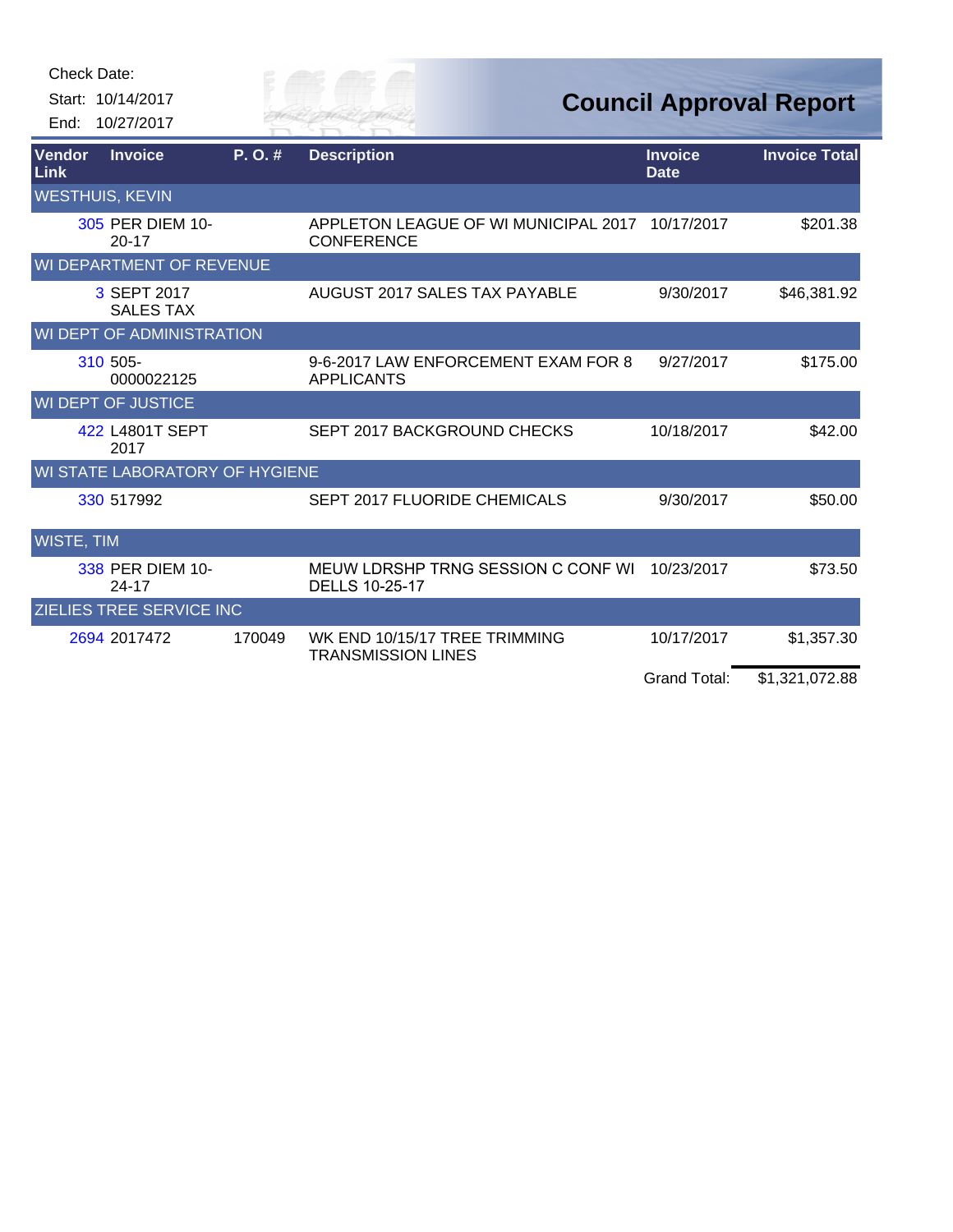Check Date:

Start: 10/14/2017

End: 10/27/2017

# Council Approval Report

| Vendor Link | Invoice | P. O. # | Description | Invoice Date | Invoice Total |
|---|---|---|---|---|---|
| WESTHUIS, KEVIN | | | | | |
| 305 | PER DIEM 10-20-17 | | APPLETON LEAGUE OF WI MUNICIPAL 2017 CONFERENCE | 10/17/2017 | $201.38 |
| WI DEPARTMENT OF REVENUE | | | | | |
| 3 | SEPT 2017 SALES TAX | | AUGUST 2017 SALES TAX PAYABLE | 9/30/2017 | $46,381.92 |
| WI DEPT OF ADMINISTRATION | | | | | |
| 310 | 505-0000022125 | | 9-6-2017 LAW ENFORCEMENT EXAM FOR 8 APPLICANTS | 9/27/2017 | $175.00 |
| WI DEPT OF JUSTICE | | | | | |
| 422 | L4801T SEPT 2017 | | SEPT 2017 BACKGROUND CHECKS | 10/18/2017 | $42.00 |
| WI STATE LABORATORY OF HYGIENE | | | | | |
| 330 | 517992 | | SEPT 2017 FLUORIDE CHEMICALS | 9/30/2017 | $50.00 |
| WISTE, TIM | | | | | |
| 338 | PER DIEM 10-24-17 | | MEUW LDRSHP TRNG SESSION C CONF WI DELLS 10-25-17 | 10/23/2017 | $73.50 |
| ZIELIES TREE SERVICE INC | | | | | |
| 2694 | 2017472 | 170049 | WK END 10/15/17 TREE TRIMMING TRANSMISSION LINES | 10/17/2017 | $1,357.30 |
| | | | | Grand Total: | $1,321,072.88 |